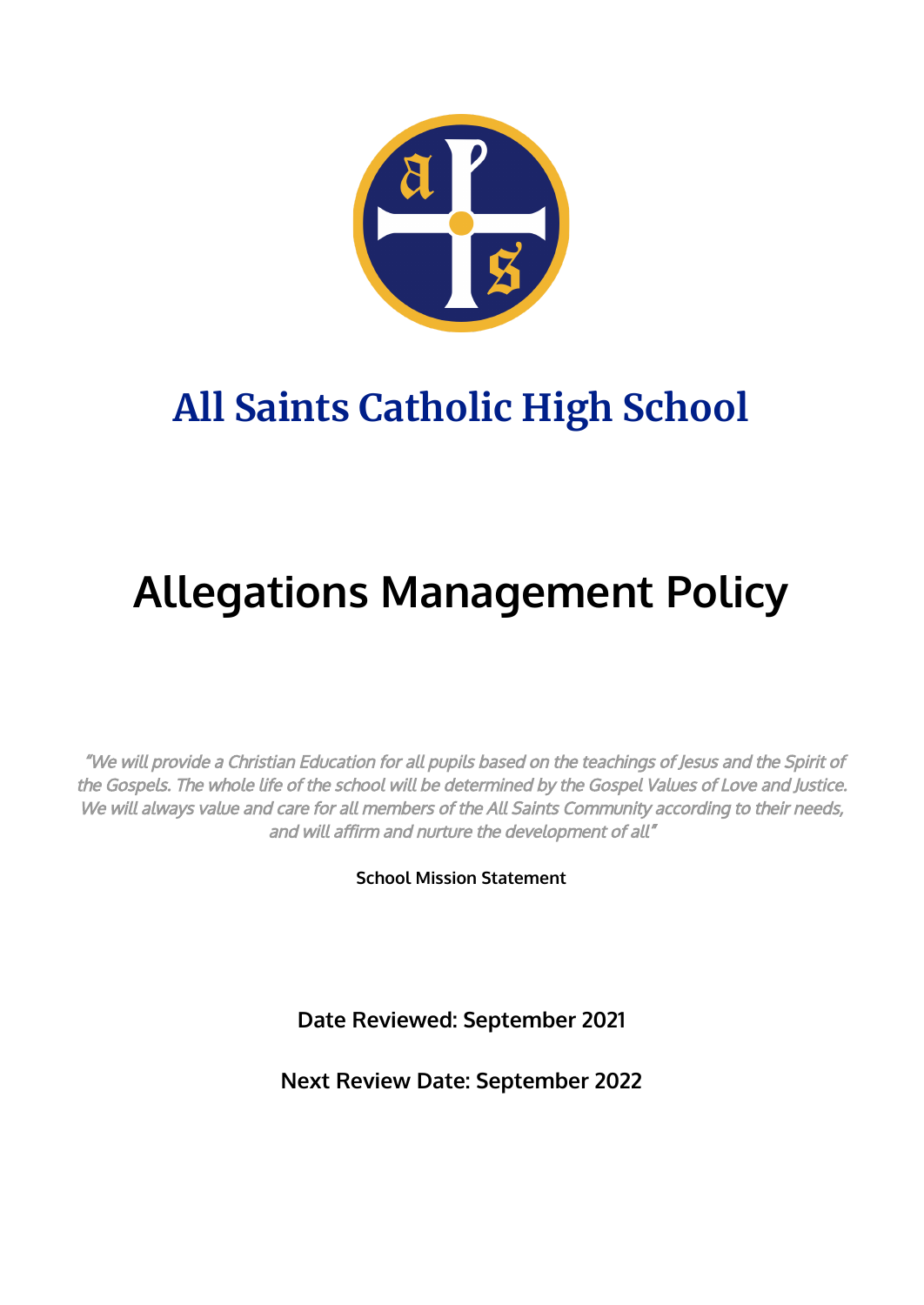# All Saints Catholic High School

# Allegations Management Policy

*"We will provide a Christian Education for all pupils based on the teachings of Jesus and the Spirit of the Gospels. The whole life of the school will be determined by the Gospel Values of Love and Justice. We will always value and care for all members of the All Saints Community according to their needs, and will affirm and nurture the development of all"*

**School Mission Statement**

**Date Reviewed: September 2021**

**Next Review Date: September 2022**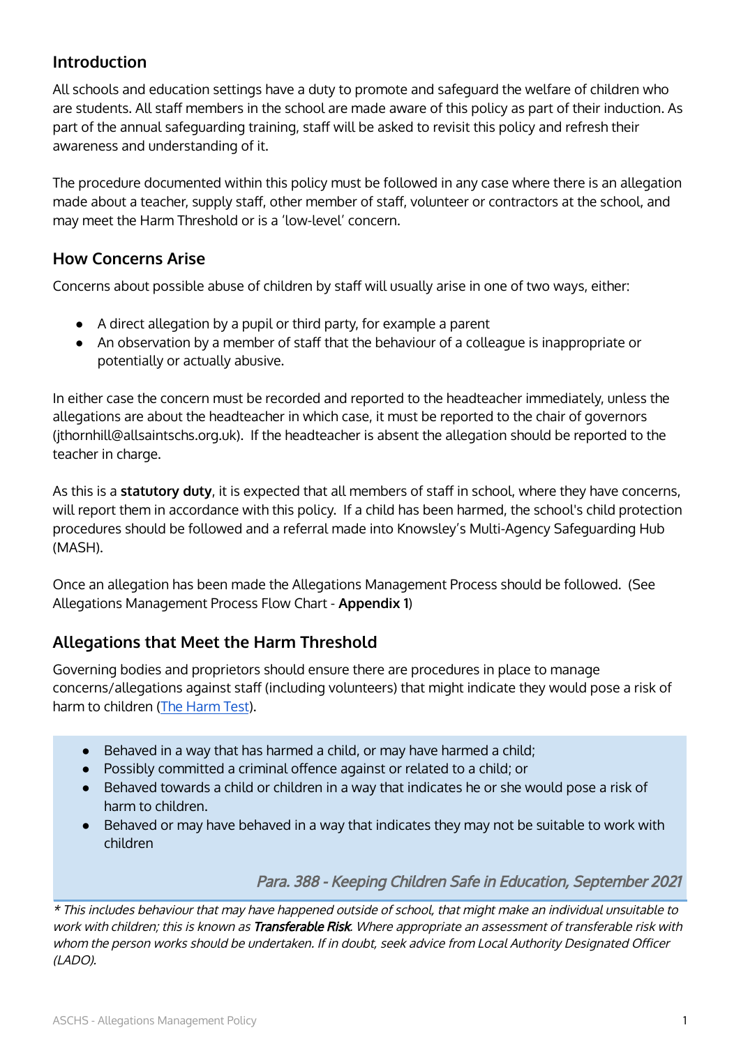## Introduction

All schools and education settings have a duty to promote and safeguard the welfare of children who are students. All staff members in the school are made aware of this policy as part of their induction. As part of the annual safeguarding training, staff will be asked to revisit this policy and refresh their awareness and understanding of it.

The procedure documented within this policy must be followed in any case where there is an allegation made about a teacher, supply staff, other member of staff, volunteer or contractors at the school, and may meet the Harm Threshold or is a 'low-level' concern.

## How Concerns Arise

Concerns about possible abuse of children by staff will usually arise in one of two ways, either:

- A direct allegation by a pupil or third party, for example a parent
- An observation by a member of staff that the behaviour of a colleague is inappropriate or potentially or actually abusive.

In either case the concern must be recorded and reported to the headteacher immediately, unless the allegations are about the headteacher in which case, it must be reported to the chair of governors (jthornhill@allsaintschs.org.uk). If the headteacher is absent the allegation should be reported to the teacher in charge.

As this is a **statutory duty**, it is expected that all members of staff in school, where they have concerns, will report them in accordance with this policy. If a child has been harmed, the school's child protection procedures should be followed and a referral made into Knowsley's Multi-Agency Safeguarding Hub (MASH).

Once an allegation has been made the Allegations Management Process should be followed. (See Allegations Management Process Flow Chart - **Appendix 1**)

## Allegations that Meet the Harm Threshold

Governing bodies and proprietors should ensure there are procedures in place to manage concerns/allegations against staff (including volunteers) that might indicate they would pose a risk of harm to children (The Harm Test).

- Behaved in a way that has harmed a child, or may have harmed a child;
- Possibly committed a criminal offence against or related to a child; or
- Behaved towards a child or children in a way that indicates he or she would pose a risk of harm to children.
- Behaved or may have behaved in a way that indicates they may not be suitable to work with children

*Para. 388 - Keeping Children Safe in Education, September 2021*

*\* This includes behaviour that may have happened outside of school, that might make an individual unsuitable to work with children; this is known as* ***Transferable Risk****. Where appropriate an assessment of transferable risk with whom the person works should be undertaken. If in doubt, seek advice from Local Authority Designated Officer (LADO).*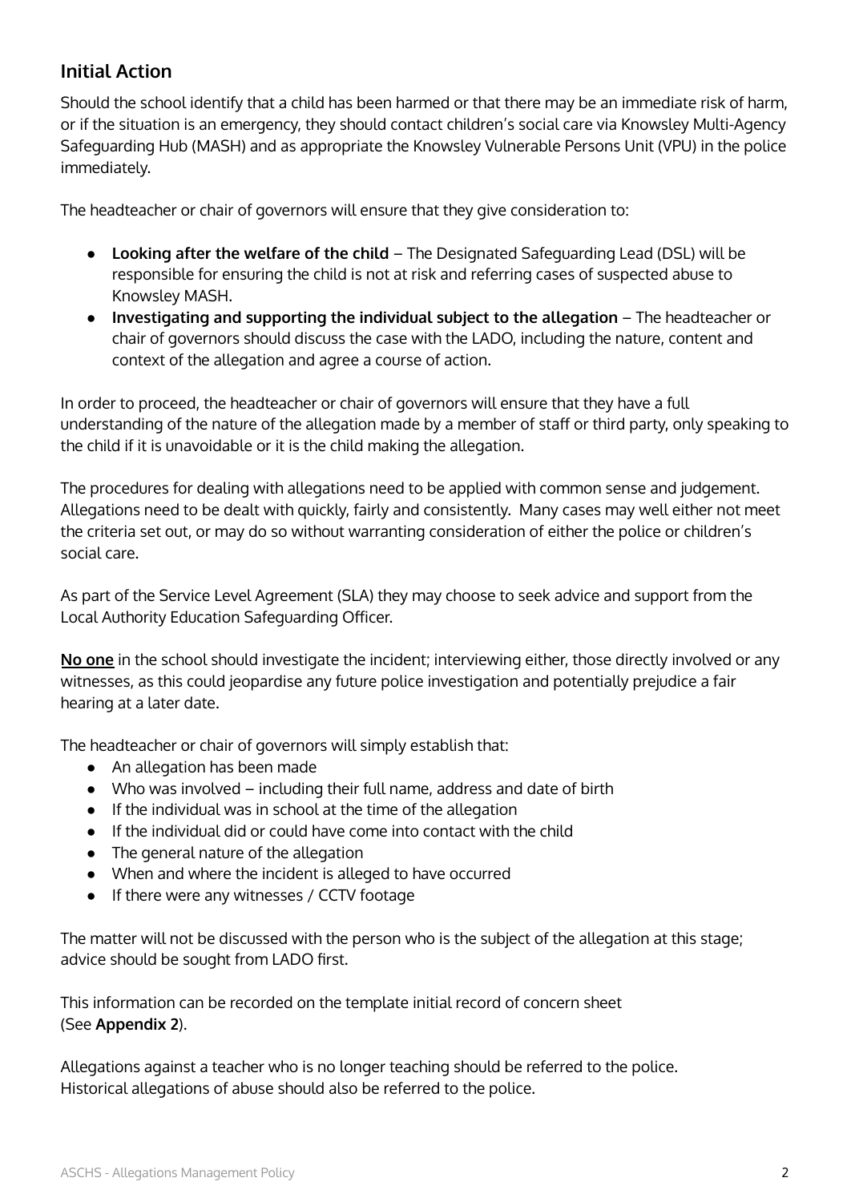## Initial Action

Should the school identify that a child has been harmed or that there may be an immediate risk of harm, or if the situation is an emergency, they should contact children's social care via Knowsley Multi-Agency Safeguarding Hub (MASH) and as appropriate the Knowsley Vulnerable Persons Unit (VPU) in the police immediately.

The headteacher or chair of governors will ensure that they give consideration to:

- **Looking after the welfare of the child** – The Designated Safeguarding Lead (DSL) will be responsible for ensuring the child is not at risk and referring cases of suspected abuse to Knowsley MASH.
- **Investigating and supporting the individual subject to the allegation** – The headteacher or chair of governors should discuss the case with the LADO, including the nature, content and context of the allegation and agree a course of action.

In order to proceed, the headteacher or chair of governors will ensure that they have a full understanding of the nature of the allegation made by a member of staff or third party, only speaking to the child if it is unavoidable or it is the child making the allegation.

The procedures for dealing with allegations need to be applied with common sense and judgement. Allegations need to be dealt with quickly, fairly and consistently. Many cases may well either not meet the criteria set out, or may do so without warranting consideration of either the police or children's social care.

As part of the Service Level Agreement (SLA) they may choose to seek advice and support from the Local Authority Education Safeguarding Officer.

**No one** in the school should investigate the incident; interviewing either, those directly involved or any witnesses, as this could jeopardise any future police investigation and potentially prejudice a fair hearing at a later date.

The headteacher or chair of governors will simply establish that:

- An allegation has been made
- Who was involved – including their full name, address and date of birth
- If the individual was in school at the time of the allegation
- If the individual did or could have come into contact with the child
- The general nature of the allegation
- When and where the incident is alleged to have occurred
- If there were any witnesses / CCTV footage

The matter will not be discussed with the person who is the subject of the allegation at this stage; advice should be sought from LADO first.

This information can be recorded on the template initial record of concern sheet (See **Appendix 2**).

Allegations against a teacher who is no longer teaching should be referred to the police. Historical allegations of abuse should also be referred to the police.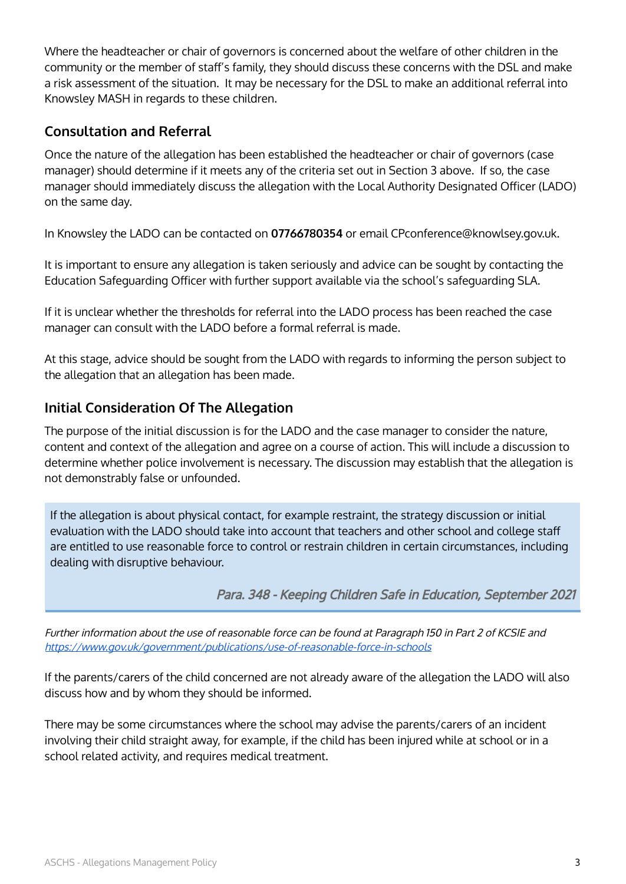Where the headteacher or chair of governors is concerned about the welfare of other children in the community or the member of staff's family, they should discuss these concerns with the DSL and make a risk assessment of the situation. It may be necessary for the DSL to make an additional referral into Knowsley MASH in regards to these children.

## Consultation and Referral

Once the nature of the allegation has been established the headteacher or chair of governors (case manager) should determine if it meets any of the criteria set out in Section 3 above. If so, the case manager should immediately discuss the allegation with the Local Authority Designated Officer (LADO) on the same day.

In Knowsley the LADO can be contacted on **07766780354** or email CPconference@knowlsey.gov.uk.

It is important to ensure any allegation is taken seriously and advice can be sought by contacting the Education Safeguarding Officer with further support available via the school's safeguarding SLA.

If it is unclear whether the thresholds for referral into the LADO process has been reached the case manager can consult with the LADO before a formal referral is made.

At this stage, advice should be sought from the LADO with regards to informing the person subject to the allegation that an allegation has been made.

## Initial Consideration Of The Allegation

The purpose of the initial discussion is for the LADO and the case manager to consider the nature, content and context of the allegation and agree on a course of action. This will include a discussion to determine whether police involvement is necessary. The discussion may establish that the allegation is not demonstrably false or unfounded.

> If the allegation is about physical contact, for example restraint, the strategy discussion or initial evaluation with the LADO should take into account that teachers and other school and college staff are entitled to use reasonable force to control or restrain children in certain circumstances, including dealing with disruptive behaviour.
>
> *Para. 348 - Keeping Children Safe in Education, September 2021*

*Further information about the use of reasonable force can be found at Paragraph 150 in Part 2 of KCSIE and* *https://www.gov.uk/government/publications/use-of-reasonable-force-in-schools*

If the parents/carers of the child concerned are not already aware of the allegation the LADO will also discuss how and by whom they should be informed.

There may be some circumstances where the school may advise the parents/carers of an incident involving their child straight away, for example, if the child has been injured while at school or in a school related activity, and requires medical treatment.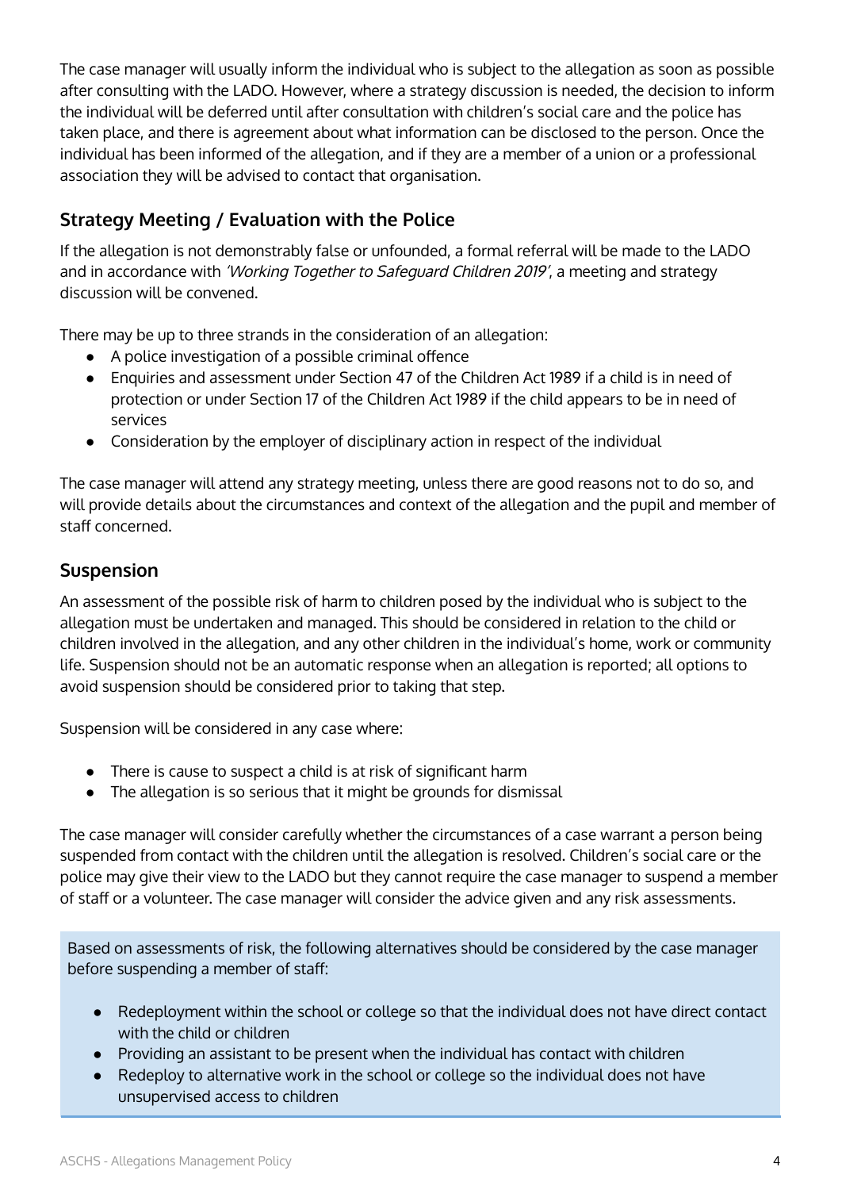The case manager will usually inform the individual who is subject to the allegation as soon as possible after consulting with the LADO. However, where a strategy discussion is needed, the decision to inform the individual will be deferred until after consultation with children's social care and the police has taken place, and there is agreement about what information can be disclosed to the person. Once the individual has been informed of the allegation, and if they are a member of a union or a professional association they will be advised to contact that organisation.

## Strategy Meeting / Evaluation with the Police

If the allegation is not demonstrably false or unfounded, a formal referral will be made to the LADO and in accordance with *'Working Together to Safeguard Children 2019'*, a meeting and strategy discussion will be convened.

There may be up to three strands in the consideration of an allegation:

- A police investigation of a possible criminal offence
- Enquiries and assessment under Section 47 of the Children Act 1989 if a child is in need of protection or under Section 17 of the Children Act 1989 if the child appears to be in need of services
- Consideration by the employer of disciplinary action in respect of the individual

The case manager will attend any strategy meeting, unless there are good reasons not to do so, and will provide details about the circumstances and context of the allegation and the pupil and member of staff concerned.

## Suspension

An assessment of the possible risk of harm to children posed by the individual who is subject to the allegation must be undertaken and managed. This should be considered in relation to the child or children involved in the allegation, and any other children in the individual's home, work or community life. Suspension should not be an automatic response when an allegation is reported; all options to avoid suspension should be considered prior to taking that step.

Suspension will be considered in any case where:

- There is cause to suspect a child is at risk of significant harm
- The allegation is so serious that it might be grounds for dismissal

The case manager will consider carefully whether the circumstances of a case warrant a person being suspended from contact with the children until the allegation is resolved. Children's social care or the police may give their view to the LADO but they cannot require the case manager to suspend a member of staff or a volunteer. The case manager will consider the advice given and any risk assessments.

Based on assessments of risk, the following alternatives should be considered by the case manager before suspending a member of staff:

- Redeployment within the school or college so that the individual does not have direct contact with the child or children
- Providing an assistant to be present when the individual has contact with children
- Redeploy to alternative work in the school or college so the individual does not have unsupervised access to children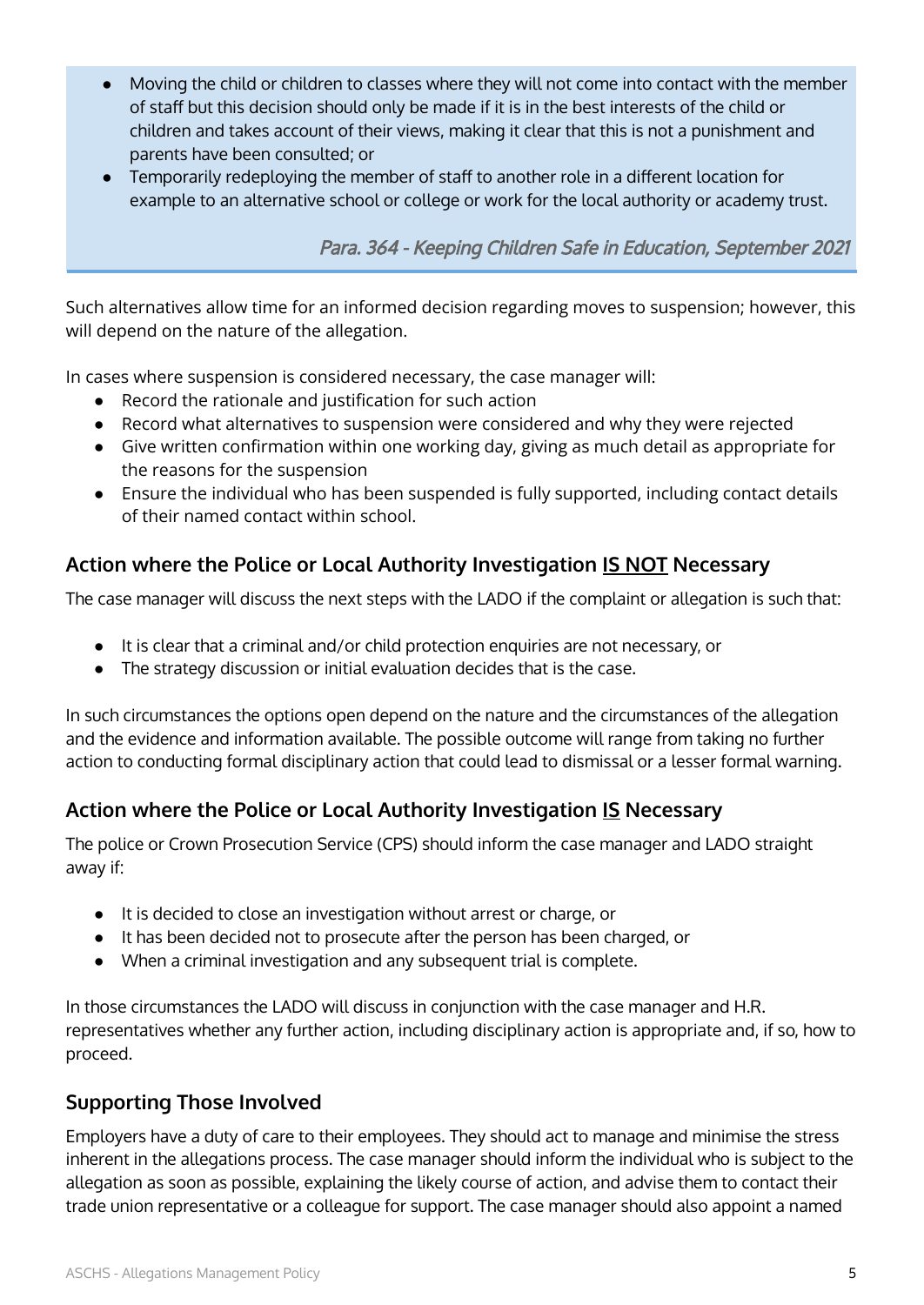- Moving the child or children to classes where they will not come into contact with the member of staff but this decision should only be made if it is in the best interests of the child or children and takes account of their views, making it clear that this is not a punishment and parents have been consulted; or
- Temporarily redeploying the member of staff to another role in a different location for example to an alternative school or college or work for the local authority or academy trust.

*Para. 364 - Keeping Children Safe in Education, September 2021*

Such alternatives allow time for an informed decision regarding moves to suspension; however, this will depend on the nature of the allegation.

In cases where suspension is considered necessary, the case manager will:

- Record the rationale and justification for such action
- Record what alternatives to suspension were considered and why they were rejected
- Give written confirmation within one working day, giving as much detail as appropriate for the reasons for the suspension
- Ensure the individual who has been suspended is fully supported, including contact details of their named contact within school.

### Action where the Police or Local Authority Investigation <u>IS NOT</u> Necessary

The case manager will discuss the next steps with the LADO if the complaint or allegation is such that:

- It is clear that a criminal and/or child protection enquiries are not necessary, or
- The strategy discussion or initial evaluation decides that is the case.

In such circumstances the options open depend on the nature and the circumstances of the allegation and the evidence and information available. The possible outcome will range from taking no further action to conducting formal disciplinary action that could lead to dismissal or a lesser formal warning.

### Action where the Police or Local Authority Investigation <u>IS</u> Necessary

The police or Crown Prosecution Service (CPS) should inform the case manager and LADO straight away if:

- It is decided to close an investigation without arrest or charge, or
- It has been decided not to prosecute after the person has been charged, or
- When a criminal investigation and any subsequent trial is complete.

In those circumstances the LADO will discuss in conjunction with the case manager and H.R. representatives whether any further action, including disciplinary action is appropriate and, if so, how to proceed.

### Supporting Those Involved

Employers have a duty of care to their employees. They should act to manage and minimise the stress inherent in the allegations process. The case manager should inform the individual who is subject to the allegation as soon as possible, explaining the likely course of action, and advise them to contact their trade union representative or a colleague for support. The case manager should also appoint a named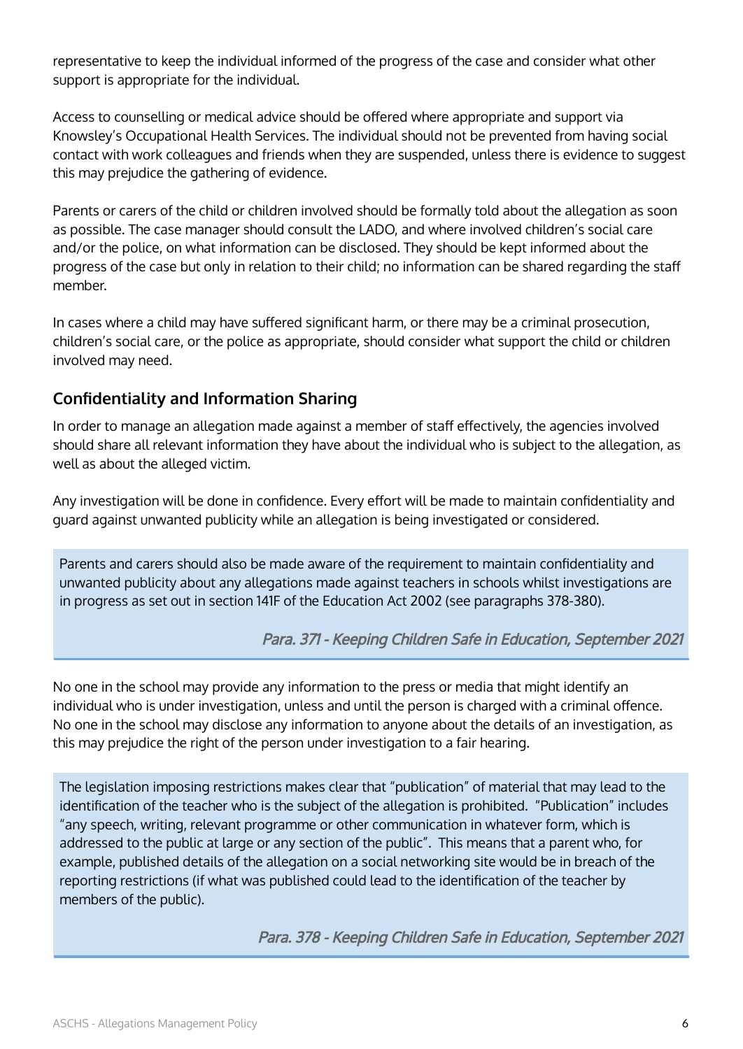representative to keep the individual informed of the progress of the case and consider what other support is appropriate for the individual.

Access to counselling or medical advice should be offered where appropriate and support via Knowsley's Occupational Health Services. The individual should not be prevented from having social contact with work colleagues and friends when they are suspended, unless there is evidence to suggest this may prejudice the gathering of evidence.

Parents or carers of the child or children involved should be formally told about the allegation as soon as possible. The case manager should consult the LADO, and where involved children's social care and/or the police, on what information can be disclosed. They should be kept informed about the progress of the case but only in relation to their child; no information can be shared regarding the staff member.

In cases where a child may have suffered significant harm, or there may be a criminal prosecution, children's social care, or the police as appropriate, should consider what support the child or children involved may need.

## Confidentiality and Information Sharing

In order to manage an allegation made against a member of staff effectively, the agencies involved should share all relevant information they have about the individual who is subject to the allegation, as well as about the alleged victim.

Any investigation will be done in confidence. Every effort will be made to maintain confidentiality and guard against unwanted publicity while an allegation is being investigated or considered.

> Parents and carers should also be made aware of the requirement to maintain confidentiality and unwanted publicity about any allegations made against teachers in schools whilst investigations are in progress as set out in section 141F of the Education Act 2002 (see paragraphs 378-380).
>
> *Para. 371 - Keeping Children Safe in Education, September 2021*

No one in the school may provide any information to the press or media that might identify an individual who is under investigation, unless and until the person is charged with a criminal offence. No one in the school may disclose any information to anyone about the details of an investigation, as this may prejudice the right of the person under investigation to a fair hearing.

> The legislation imposing restrictions makes clear that "publication" of material that may lead to the identification of the teacher who is the subject of the allegation is prohibited. "Publication" includes "any speech, writing, relevant programme or other communication in whatever form, which is addressed to the public at large or any section of the public". This means that a parent who, for example, published details of the allegation on a social networking site would be in breach of the reporting restrictions (if what was published could lead to the identification of the teacher by members of the public).
>
> *Para. 378 - Keeping Children Safe in Education, September 2021*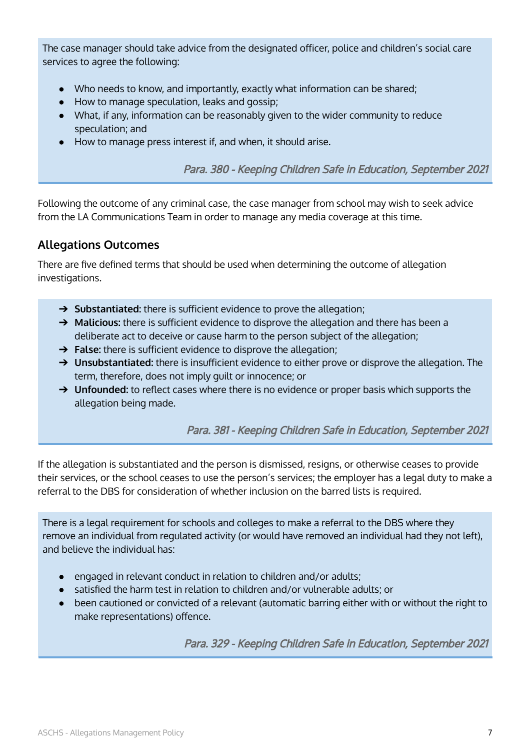The case manager should take advice from the designated officer, police and children's social care services to agree the following:

- Who needs to know, and importantly, exactly what information can be shared;
- How to manage speculation, leaks and gossip;
- What, if any, information can be reasonably given to the wider community to reduce speculation; and
- How to manage press interest if, and when, it should arise.

*Para. 380 - Keeping Children Safe in Education, September 2021*

Following the outcome of any criminal case, the case manager from school may wish to seek advice from the LA Communications Team in order to manage any media coverage at this time.

## Allegations Outcomes

There are five defined terms that should be used when determining the outcome of allegation investigations.

- **Substantiated:** there is sufficient evidence to prove the allegation;
- **Malicious:** there is sufficient evidence to disprove the allegation and there has been a deliberate act to deceive or cause harm to the person subject of the allegation;
- **False:** there is sufficient evidence to disprove the allegation;
- **Unsubstantiated:** there is insufficient evidence to either prove or disprove the allegation. The term, therefore, does not imply guilt or innocence; or
- **Unfounded:** to reflect cases where there is no evidence or proper basis which supports the allegation being made.

*Para. 381 - Keeping Children Safe in Education, September 2021*

If the allegation is substantiated and the person is dismissed, resigns, or otherwise ceases to provide their services, or the school ceases to use the person's services; the employer has a legal duty to make a referral to the DBS for consideration of whether inclusion on the barred lists is required.

There is a legal requirement for schools and colleges to make a referral to the DBS where they remove an individual from regulated activity (or would have removed an individual had they not left), and believe the individual has:

- engaged in relevant conduct in relation to children and/or adults;
- satisfied the harm test in relation to children and/or vulnerable adults; or
- been cautioned or convicted of a relevant (automatic barring either with or without the right to make representations) offence.

*Para. 329 - Keeping Children Safe in Education, September 2021*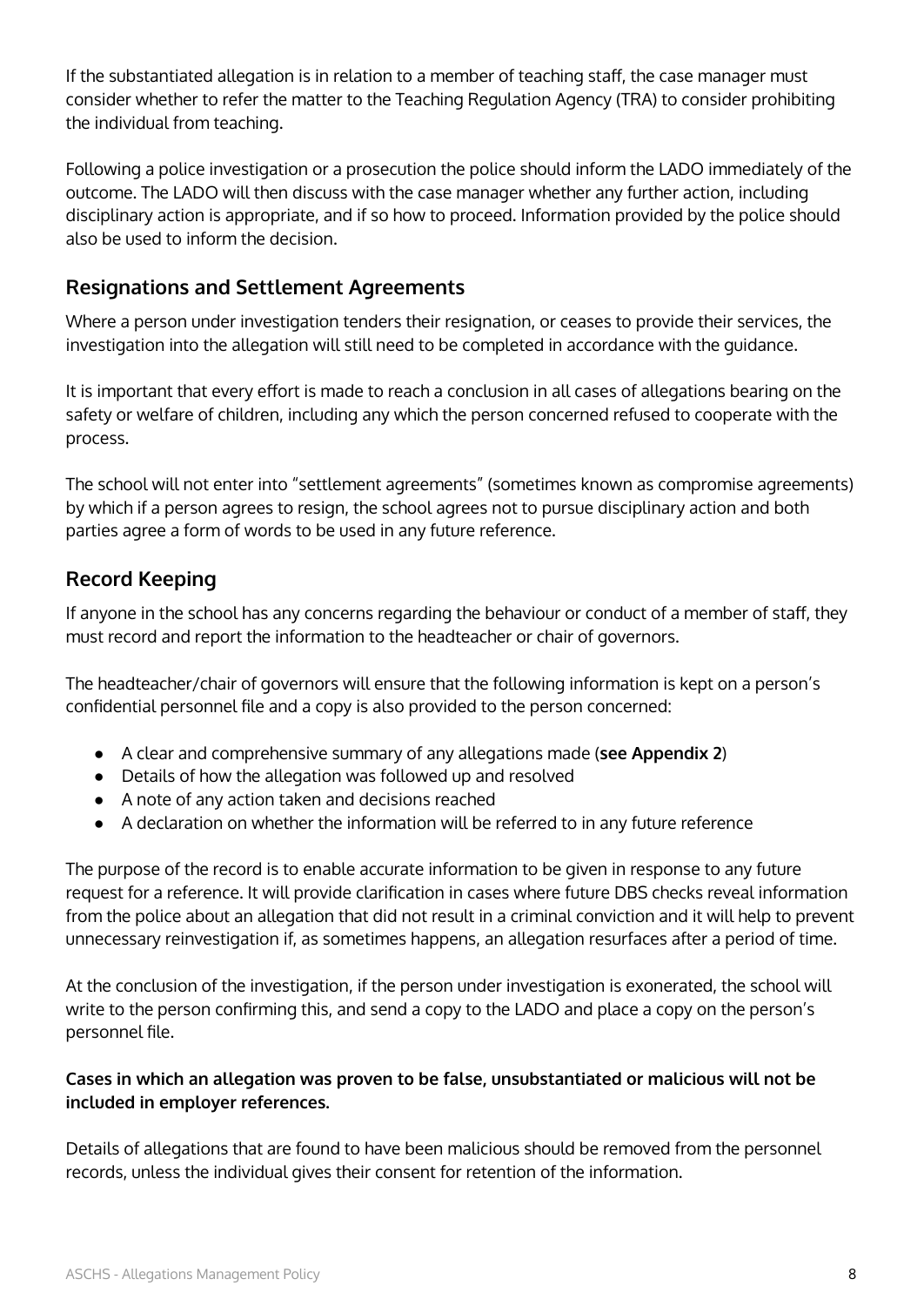If the substantiated allegation is in relation to a member of teaching staff, the case manager must consider whether to refer the matter to the Teaching Regulation Agency (TRA) to consider prohibiting the individual from teaching.

Following a police investigation or a prosecution the police should inform the LADO immediately of the outcome. The LADO will then discuss with the case manager whether any further action, including disciplinary action is appropriate, and if so how to proceed. Information provided by the police should also be used to inform the decision.

## Resignations and Settlement Agreements

Where a person under investigation tenders their resignation, or ceases to provide their services, the investigation into the allegation will still need to be completed in accordance with the guidance.

It is important that every effort is made to reach a conclusion in all cases of allegations bearing on the safety or welfare of children, including any which the person concerned refused to cooperate with the process.

The school will not enter into "settlement agreements" (sometimes known as compromise agreements) by which if a person agrees to resign, the school agrees not to pursue disciplinary action and both parties agree a form of words to be used in any future reference.

## Record Keeping

If anyone in the school has any concerns regarding the behaviour or conduct of a member of staff, they must record and report the information to the headteacher or chair of governors.

The headteacher/chair of governors will ensure that the following information is kept on a person's confidential personnel file and a copy is also provided to the person concerned:

- A clear and comprehensive summary of any allegations made (**see Appendix 2**)
- Details of how the allegation was followed up and resolved
- A note of any action taken and decisions reached
- A declaration on whether the information will be referred to in any future reference

The purpose of the record is to enable accurate information to be given in response to any future request for a reference. It will provide clarification in cases where future DBS checks reveal information from the police about an allegation that did not result in a criminal conviction and it will help to prevent unnecessary reinvestigation if, as sometimes happens, an allegation resurfaces after a period of time.

At the conclusion of the investigation, if the person under investigation is exonerated, the school will write to the person confirming this, and send a copy to the LADO and place a copy on the person's personnel file.

**Cases in which an allegation was proven to be false, unsubstantiated or malicious will not be included in employer references.**

Details of allegations that are found to have been malicious should be removed from the personnel records, unless the individual gives their consent for retention of the information.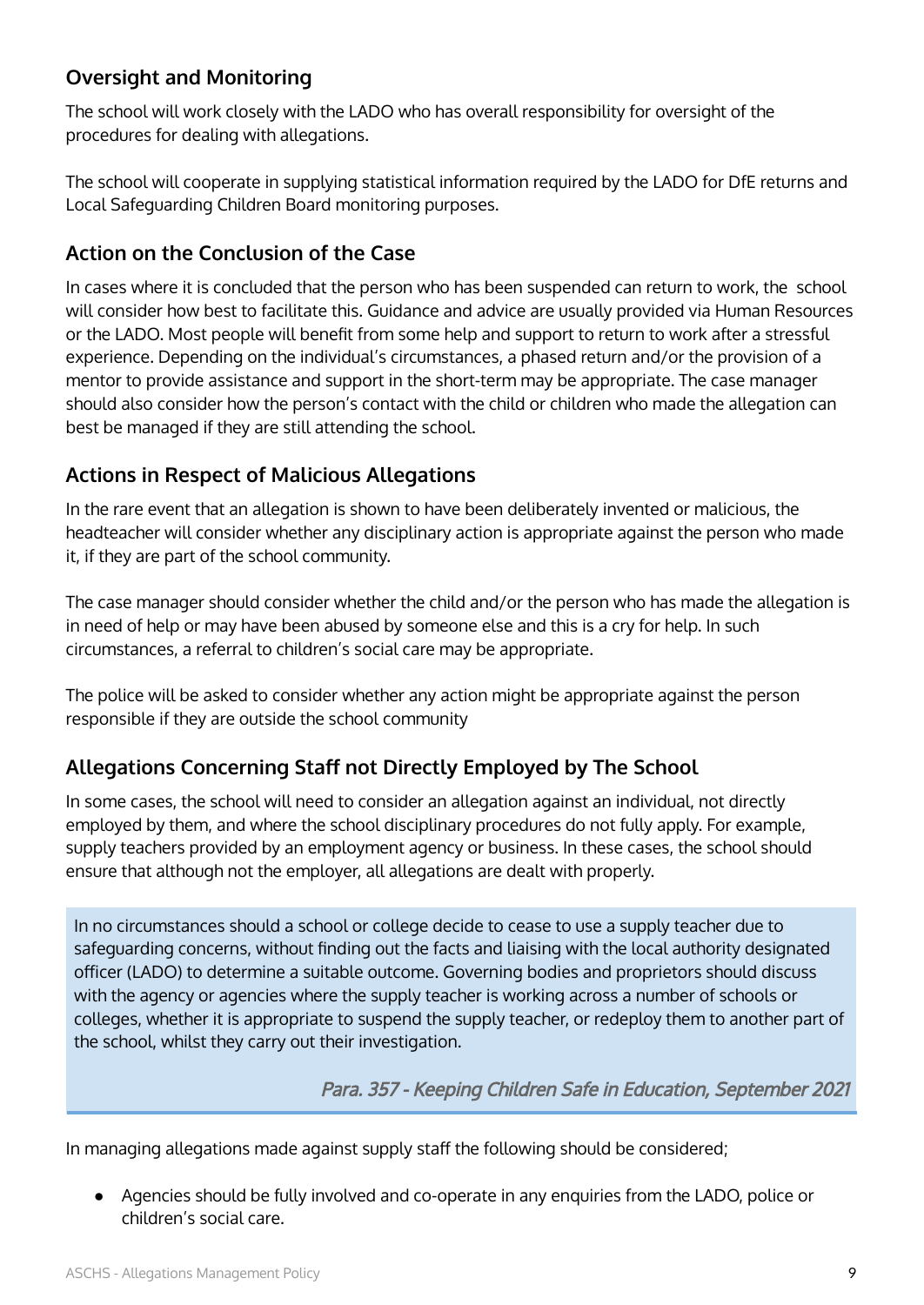## Oversight and Monitoring

The school will work closely with the LADO who has overall responsibility for oversight of the procedures for dealing with allegations.

The school will cooperate in supplying statistical information required by the LADO for DfE returns and Local Safeguarding Children Board monitoring purposes.

## Action on the Conclusion of the Case

In cases where it is concluded that the person who has been suspended can return to work, the school will consider how best to facilitate this. Guidance and advice are usually provided via Human Resources or the LADO. Most people will benefit from some help and support to return to work after a stressful experience. Depending on the individual's circumstances, a phased return and/or the provision of a mentor to provide assistance and support in the short-term may be appropriate. The case manager should also consider how the person's contact with the child or children who made the allegation can best be managed if they are still attending the school.

## Actions in Respect of Malicious Allegations

In the rare event that an allegation is shown to have been deliberately invented or malicious, the headteacher will consider whether any disciplinary action is appropriate against the person who made it, if they are part of the school community.

The case manager should consider whether the child and/or the person who has made the allegation is in need of help or may have been abused by someone else and this is a cry for help. In such circumstances, a referral to children's social care may be appropriate.

The police will be asked to consider whether any action might be appropriate against the person responsible if they are outside the school community

## Allegations Concerning Staff not Directly Employed by The School

In some cases, the school will need to consider an allegation against an individual, not directly employed by them, and where the school disciplinary procedures do not fully apply. For example, supply teachers provided by an employment agency or business. In these cases, the school should ensure that although not the employer, all allegations are dealt with properly.

> In no circumstances should a school or college decide to cease to use a supply teacher due to safeguarding concerns, without finding out the facts and liaising with the local authority designated officer (LADO) to determine a suitable outcome. Governing bodies and proprietors should discuss with the agency or agencies where the supply teacher is working across a number of schools or colleges, whether it is appropriate to suspend the supply teacher, or redeploy them to another part of the school, whilst they carry out their investigation.
>
> *Para. 357 - Keeping Children Safe in Education, September 2021*

In managing allegations made against supply staff the following should be considered;

- Agencies should be fully involved and co-operate in any enquiries from the LADO, police or children's social care.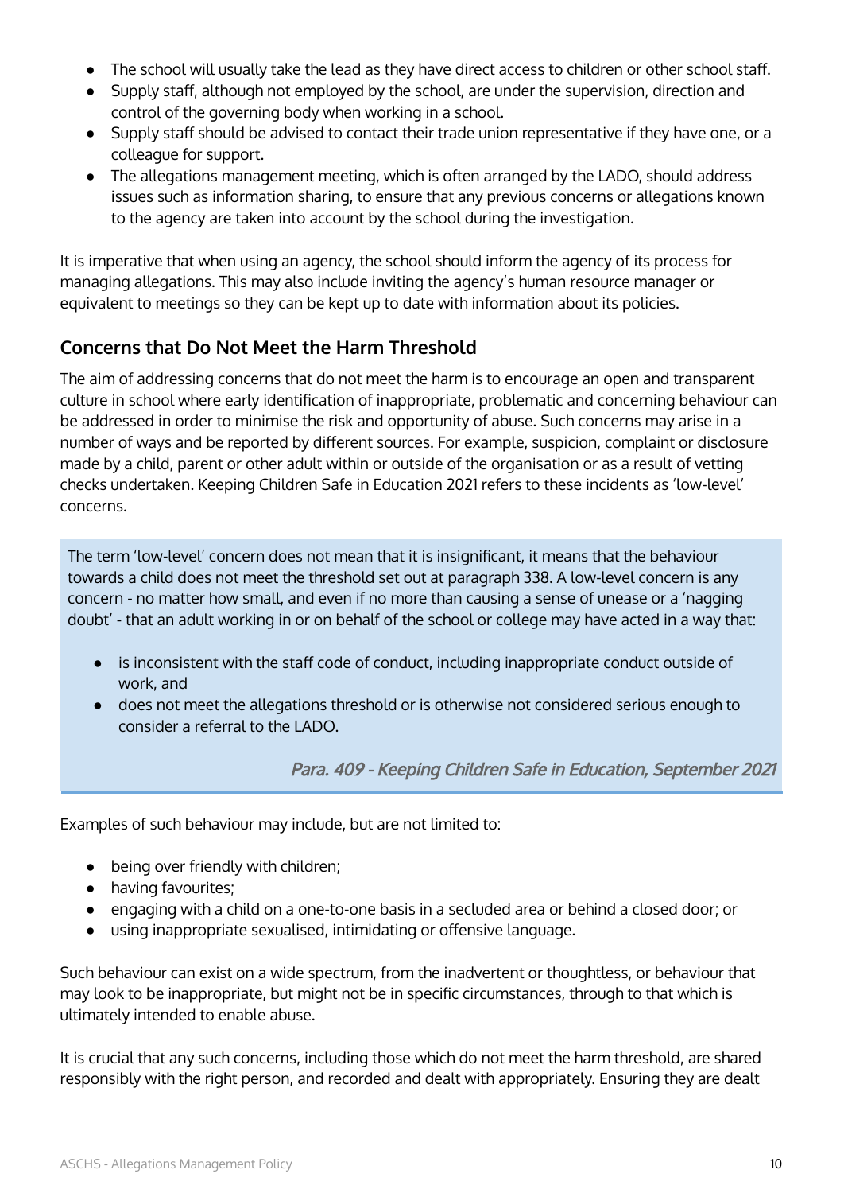- The school will usually take the lead as they have direct access to children or other school staff.
- Supply staff, although not employed by the school, are under the supervision, direction and control of the governing body when working in a school.
- Supply staff should be advised to contact their trade union representative if they have one, or a colleague for support.
- The allegations management meeting, which is often arranged by the LADO, should address issues such as information sharing, to ensure that any previous concerns or allegations known to the agency are taken into account by the school during the investigation.

It is imperative that when using an agency, the school should inform the agency of its process for managing allegations. This may also include inviting the agency's human resource manager or equivalent to meetings so they can be kept up to date with information about its policies.

## Concerns that Do Not Meet the Harm Threshold

The aim of addressing concerns that do not meet the harm is to encourage an open and transparent culture in school where early identification of inappropriate, problematic and concerning behaviour can be addressed in order to minimise the risk and opportunity of abuse. Such concerns may arise in a number of ways and be reported by different sources. For example, suspicion, complaint or disclosure made by a child, parent or other adult within or outside of the organisation or as a result of vetting checks undertaken. Keeping Children Safe in Education 2021 refers to these incidents as 'low-level' concerns.

> The term 'low-level' concern does not mean that it is insignificant, it means that the behaviour towards a child does not meet the threshold set out at paragraph 338. A low-level concern is any concern - no matter how small, and even if no more than causing a sense of unease or a 'nagging doubt' - that an adult working in or on behalf of the school or college may have acted in a way that:
>
> - is inconsistent with the staff code of conduct, including inappropriate conduct outside of work, and
> - does not meet the allegations threshold or is otherwise not considered serious enough to consider a referral to the LADO.
>
> *Para. 409 - Keeping Children Safe in Education, September 2021*

Examples of such behaviour may include, but are not limited to:

- being over friendly with children;
- having favourites;
- engaging with a child on a one-to-one basis in a secluded area or behind a closed door; or
- using inappropriate sexualised, intimidating or offensive language.

Such behaviour can exist on a wide spectrum, from the inadvertent or thoughtless, or behaviour that may look to be inappropriate, but might not be in specific circumstances, through to that which is ultimately intended to enable abuse.

It is crucial that any such concerns, including those which do not meet the harm threshold, are shared responsibly with the right person, and recorded and dealt with appropriately. Ensuring they are dealt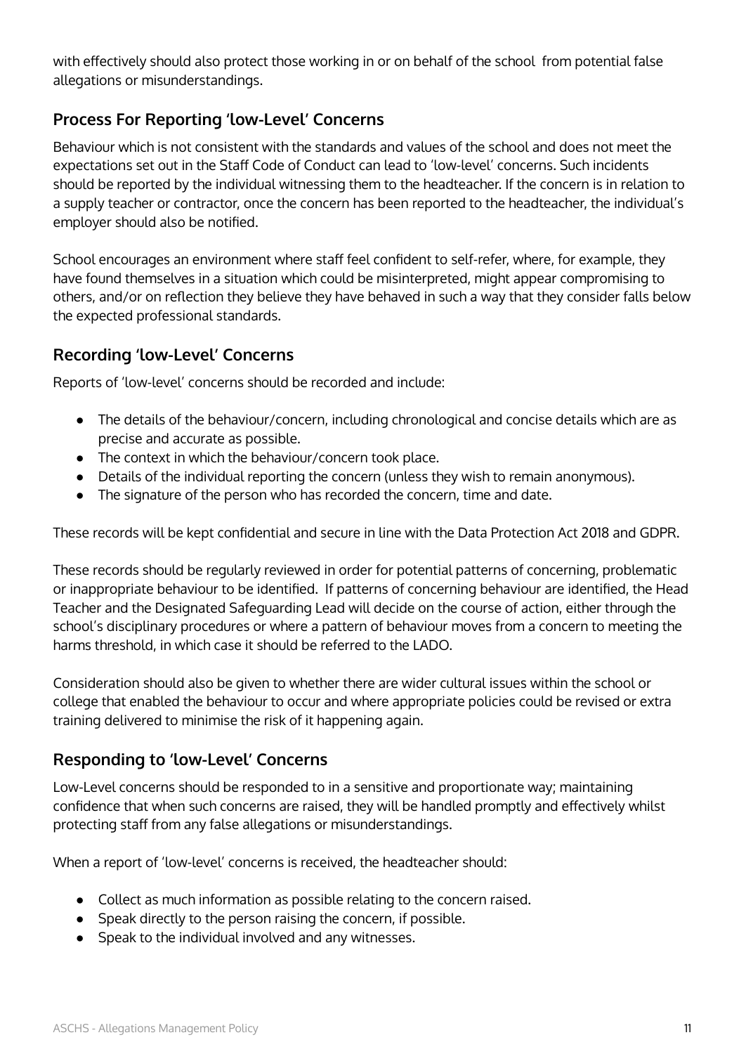with effectively should also protect those working in or on behalf of the school  from potential false allegations or misunderstandings.

## Process For Reporting 'low-Level' Concerns

Behaviour which is not consistent with the standards and values of the school and does not meet the expectations set out in the Staff Code of Conduct can lead to 'low-level' concerns. Such incidents should be reported by the individual witnessing them to the headteacher. If the concern is in relation to a supply teacher or contractor, once the concern has been reported to the headteacher, the individual's employer should also be notified.

School encourages an environment where staff feel confident to self-refer, where, for example, they have found themselves in a situation which could be misinterpreted, might appear compromising to others, and/or on reflection they believe they have behaved in such a way that they consider falls below the expected professional standards.

## Recording 'low-Level' Concerns

Reports of 'low-level' concerns should be recorded and include:

- The details of the behaviour/concern, including chronological and concise details which are as precise and accurate as possible.
- The context in which the behaviour/concern took place.
- Details of the individual reporting the concern (unless they wish to remain anonymous).
- The signature of the person who has recorded the concern, time and date.

These records will be kept confidential and secure in line with the Data Protection Act 2018 and GDPR.

These records should be regularly reviewed in order for potential patterns of concerning, problematic or inappropriate behaviour to be identified.  If patterns of concerning behaviour are identified, the Head Teacher and the Designated Safeguarding Lead will decide on the course of action, either through the school's disciplinary procedures or where a pattern of behaviour moves from a concern to meeting the harms threshold, in which case it should be referred to the LADO.

Consideration should also be given to whether there are wider cultural issues within the school or college that enabled the behaviour to occur and where appropriate policies could be revised or extra training delivered to minimise the risk of it happening again.

## Responding to 'low-Level' Concerns

Low-Level concerns should be responded to in a sensitive and proportionate way; maintaining confidence that when such concerns are raised, they will be handled promptly and effectively whilst protecting staff from any false allegations or misunderstandings.

When a report of 'low-level' concerns is received, the headteacher should:

- Collect as much information as possible relating to the concern raised.
- Speak directly to the person raising the concern, if possible.
- Speak to the individual involved and any witnesses.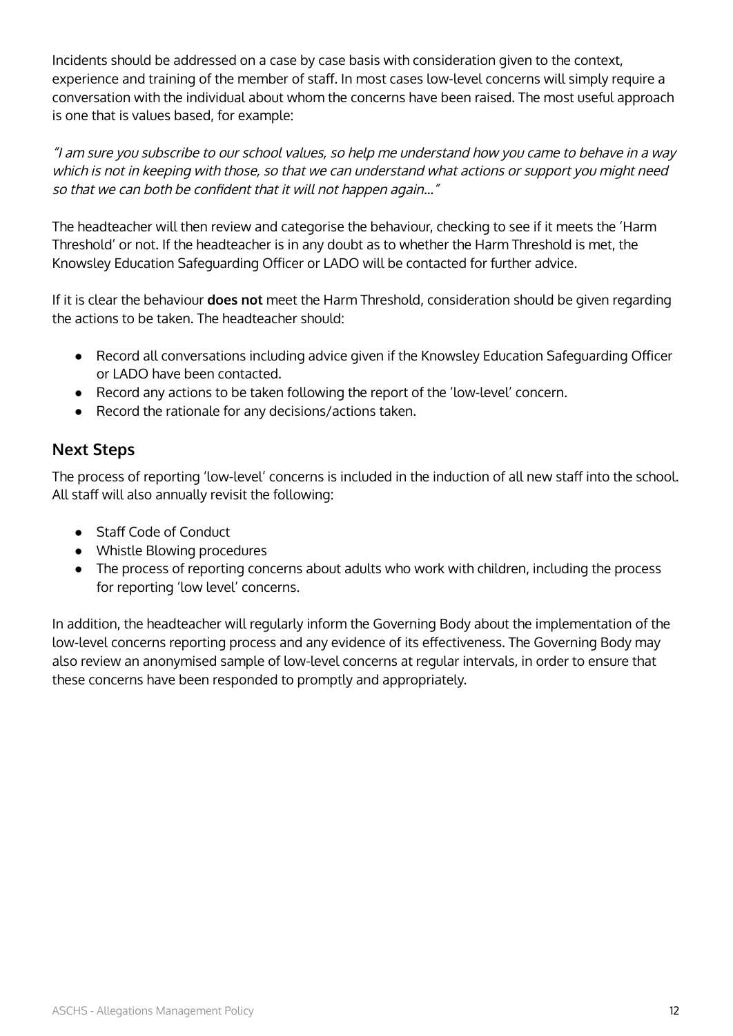Incidents should be addressed on a case by case basis with consideration given to the context, experience and training of the member of staff. In most cases low-level concerns will simply require a conversation with the individual about whom the concerns have been raised. The most useful approach is one that is values based, for example:

*"I am sure you subscribe to our school values, so help me understand how you came to behave in a way which is not in keeping with those, so that we can understand what actions or support you might need so that we can both be confident that it will not happen again…"*

The headteacher will then review and categorise the behaviour, checking to see if it meets the 'Harm Threshold' or not. If the headteacher is in any doubt as to whether the Harm Threshold is met, the Knowsley Education Safeguarding Officer or LADO will be contacted for further advice.

If it is clear the behaviour **does not** meet the Harm Threshold, consideration should be given regarding the actions to be taken. The headteacher should:

- Record all conversations including advice given if the Knowsley Education Safeguarding Officer or LADO have been contacted.
- Record any actions to be taken following the report of the 'low-level' concern.
- Record the rationale for any decisions/actions taken.

## Next Steps

The process of reporting 'low-level' concerns is included in the induction of all new staff into the school. All staff will also annually revisit the following:

- Staff Code of Conduct
- Whistle Blowing procedures
- The process of reporting concerns about adults who work with children, including the process for reporting 'low level' concerns.

In addition, the headteacher will regularly inform the Governing Body about the implementation of the low-level concerns reporting process and any evidence of its effectiveness. The Governing Body may also review an anonymised sample of low-level concerns at regular intervals, in order to ensure that these concerns have been responded to promptly and appropriately.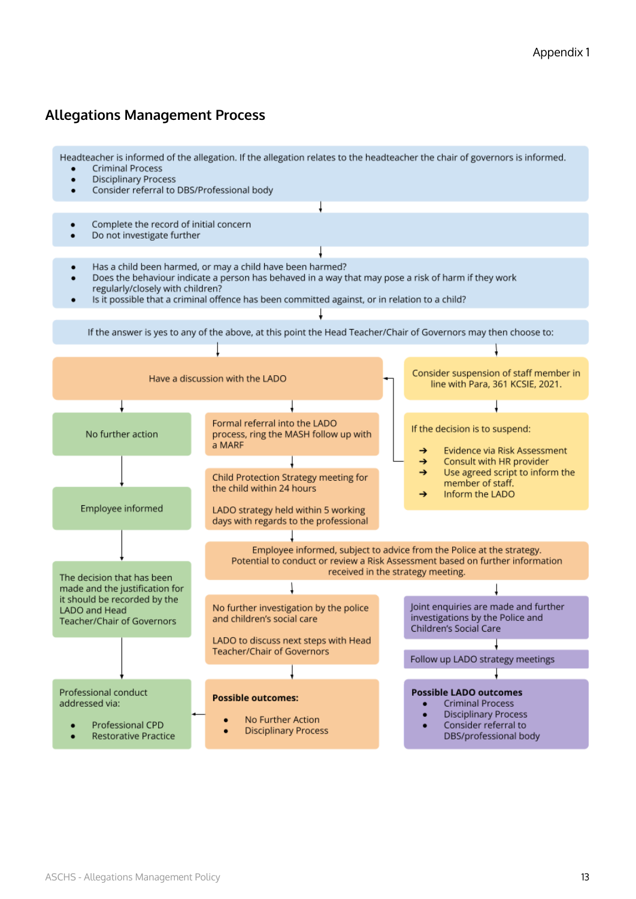Appendix 1

## Allegations Management Process

Headteacher is informed of the allegation. If the allegation relates to the headteacher the chair of governors is informed.

- Criminal Process
- Disciplinary Process
- Consider referral to DBS/Professional body

↓

- Complete the record of initial concern
- Do not investigate further

↓

- Has a child been harmed, or may a child have been harmed?
- Does the behaviour indicate a person has behaved in a way that may pose a risk of harm if they work regularly/closely with children?
- Is it possible that a criminal offence has been committed against, or in relation to a child?

↓

If the answer is yes to any of the above, at this point the Head Teacher/Chair of Governors may then choose to:

**Have a discussion with the LADO**

- No further action
  - Employee informed
  - The decision that has been made and the justification for it should be recorded by the LADO and Head Teacher/Chair of Governors
  - Professional conduct addressed via:
    - Professional CPD
    - Restorative Practice
- Formal referral into the LADO process, ring the MASH follow up with a MARF
  - Child Protection Strategy meeting for the child within 24 hours

    LADO strategy held within 5 working days with regards to the professional
  - Employee informed, subject to advice from the Police at the strategy. Potential to conduct or review a Risk Assessment based on further information received in the strategy meeting.
    - No further investigation by the police and children's social care

      LADO to discuss next steps with Head Teacher/Chair of Governors
      - **Possible outcomes:**
        - No Further Action
        - Disciplinary Process
        - (→ Professional conduct addressed via Professional CPD / Restorative Practice)
    - Joint enquiries are made and further investigations by the Police and Children's Social Care
      - Follow up LADO strategy meetings
      - **Possible LADO outcomes**
        - Criminal Process
        - Disciplinary Process
        - Consider referral to DBS/professional body

**Consider suspension of staff member in line with Para, 361 KCSIE, 2021.**

- If the decision is to suspend:
  - → Evidence via Risk Assessment
  - → Consult with HR provider
  - → Use agreed script to inform the member of staff.
  - → Inform the LADO (→ Have a discussion with the LADO)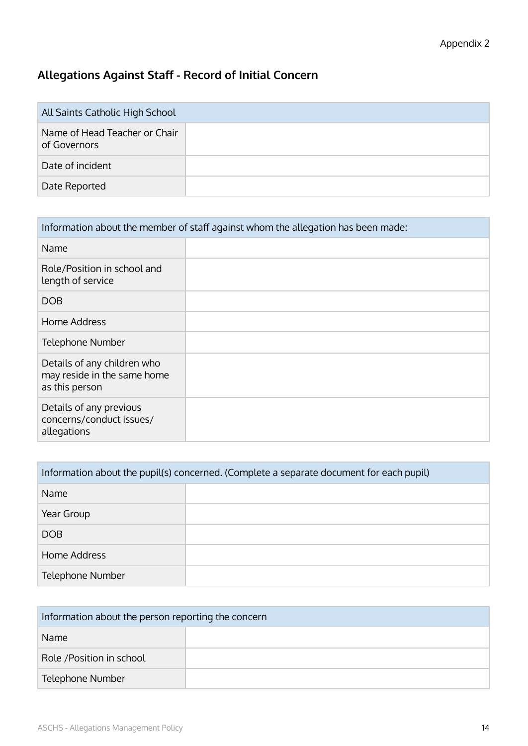Appendix 2

## Allegations Against Staff - Record of Initial Concern

| All Saints Catholic High School | |
|---|---|
| Name of Head Teacher or Chair of Governors | |
| Date of incident | |
| Date Reported | |

| Information about the member of staff against whom the allegation has been made: | |
|---|---|
| Name | |
| Role/Position in school and length of service | |
| DOB | |
| Home Address | |
| Telephone Number | |
| Details of any children who may reside in the same home as this person | |
| Details of any previous concerns/conduct issues/ allegations | |

| Information about the pupil(s) concerned. (Complete a separate document for each pupil) | |
|---|---|
| Name | |
| Year Group | |
| DOB | |
| Home Address | |
| Telephone Number | |

| Information about the person reporting the concern | |
|---|---|
| Name | |
| Role /Position in school | |
| Telephone Number | |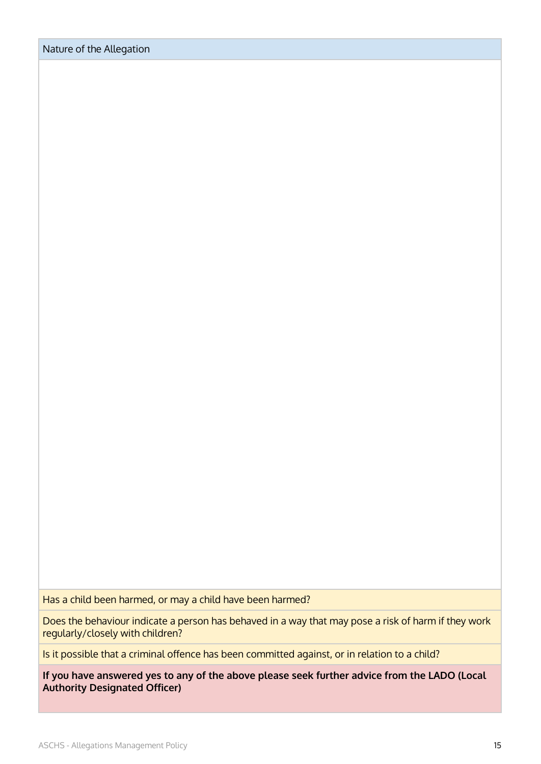| Nature of the Allegation |
| --- |
| |
| Has a child been harmed, or may a child have been harmed? |
| Does the behaviour indicate a person has behaved in a way that may pose a risk of harm if they work regularly/closely with children? |
| Is it possible that a criminal offence has been committed against, or in relation to a child? |
| **If you have answered yes to any of the above please seek further advice from the LADO (Local Authority Designated Officer)** |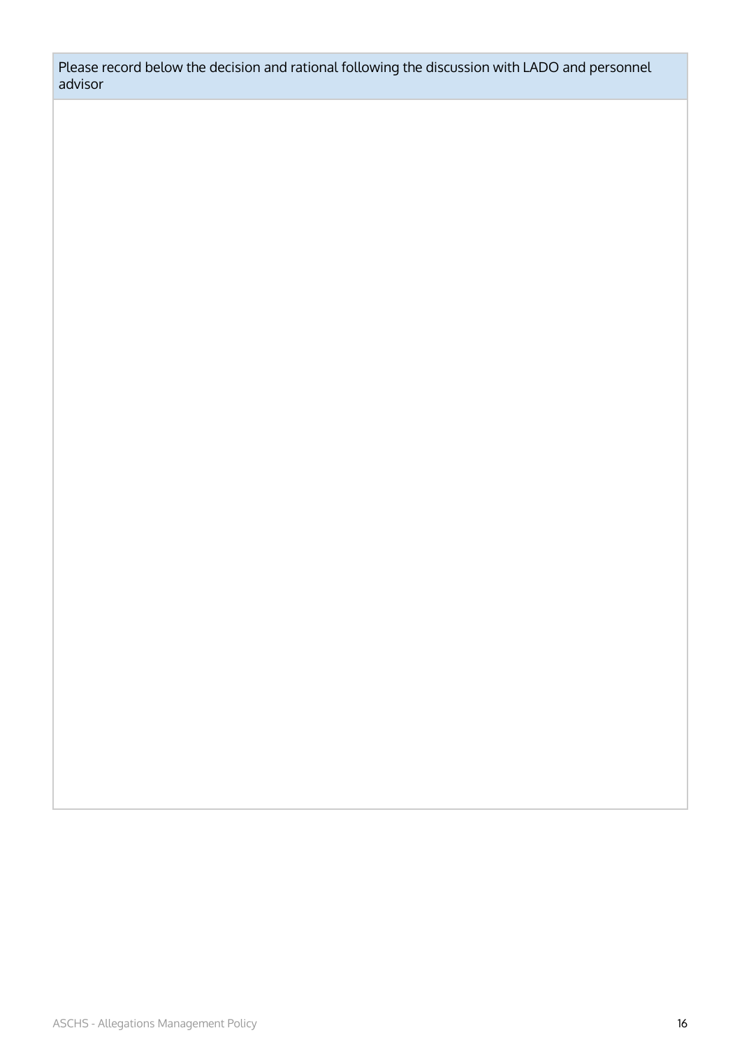| Please record below the decision and rational following the discussion with LADO and personnel advisor |
| --- |
| |